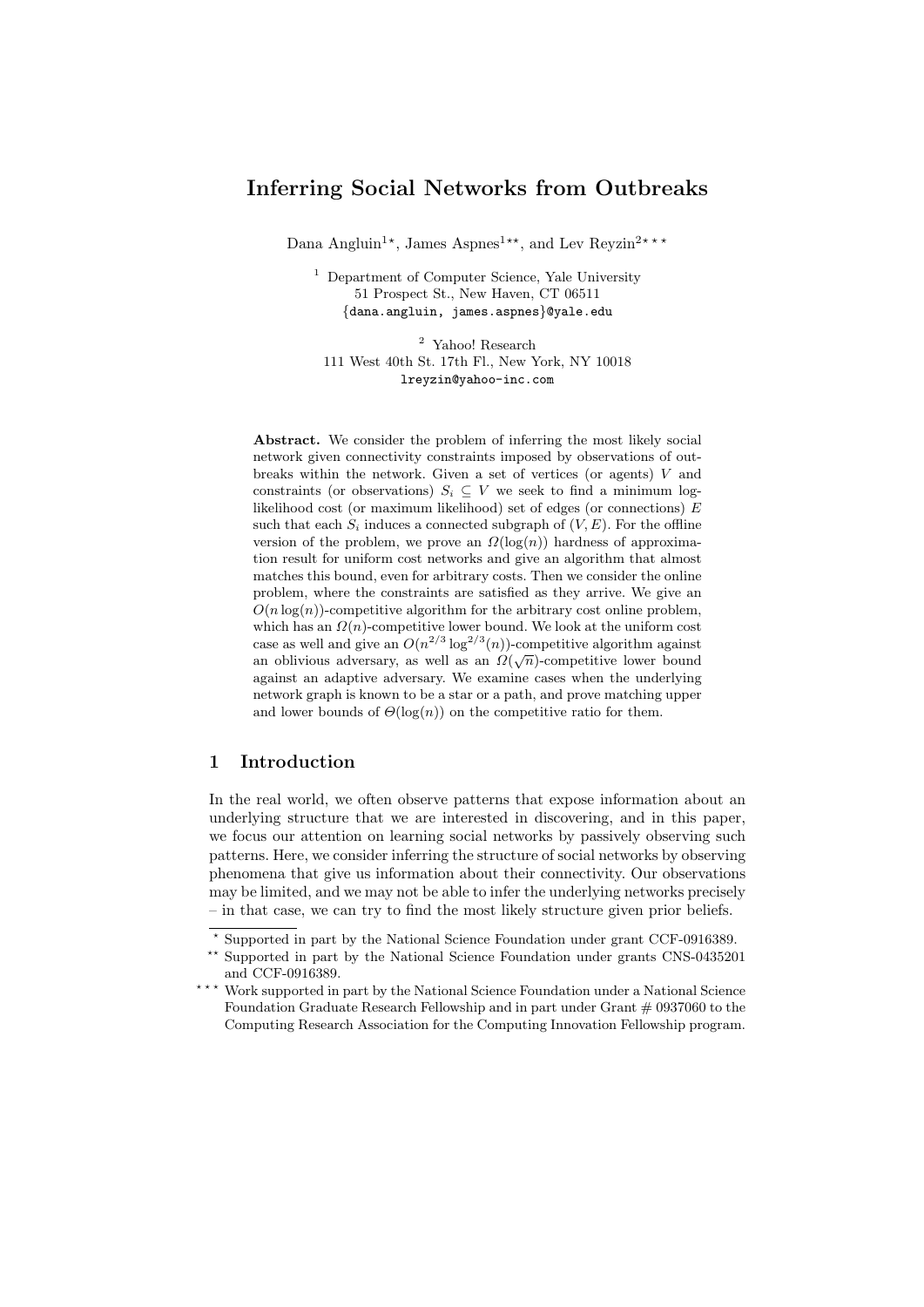# Inferring Social Networks from Outbreaks

Dana Angluin[1⋆], James Aspnes[1⋆⋆], and Lev Reyzin[2⋆⋆⋆]

[1] Department of Computer Science, Yale University
51 Prospect St., New Haven, CT 06511
{dana.angluin, james.aspnes}@yale.edu

[2] Yahoo! Research
111 West 40th St. 17th Fl., New York, NY 10018
lreyzin@yahoo-inc.com

**Abstract.** We consider the problem of inferring the most likely social network given connectivity constraints imposed by observations of outbreaks within the network. Given a set of vertices (or agents) $V$ and constraints (or observations) $S_i \subseteq V$ we seek to find a minimum log-likelihood cost (or maximum likelihood) set of edges (or connections) $E$ such that each $S_i$ induces a connected subgraph of $(V, E)$. For the offline version of the problem, we prove an $\Omega(\log(n))$ hardness of approximation result for uniform cost networks and give an algorithm that almost matches this bound, even for arbitrary costs. Then we consider the online problem, where the constraints are satisfied as they arrive. We give an $O(n \log(n))$-competitive algorithm for the arbitrary cost online problem, which has an $\Omega(n)$-competitive lower bound. We look at the uniform cost case as well and give an $O(n^{2/3} \log^{2/3}(n))$-competitive algorithm against an oblivious adversary, as well as an $\Omega(\sqrt{n})$-competitive lower bound against an adaptive adversary. We examine cases when the underlying network graph is known to be a star or a path, and prove matching upper and lower bounds of $\Theta(\log(n))$ on the competitive ratio for them.

## 1 Introduction

In the real world, we often observe patterns that expose information about an underlying structure that we are interested in discovering, and in this paper, we focus our attention on learning social networks by passively observing such patterns. Here, we consider inferring the structure of social networks by observing phenomena that give us information about their connectivity. Our observations may be limited, and we may not be able to infer the underlying networks precisely – in that case, we can try to find the most likely structure given prior beliefs.

⋆ Supported in part by the National Science Foundation under grant CCF-0916389.

⋆⋆ Supported in part by the National Science Foundation under grants CNS-0435201 and CCF-0916389.

⋆⋆⋆ Work supported in part by the National Science Foundation under a National Science Foundation Graduate Research Fellowship and in part under Grant # 0937060 to the Computing Research Association for the Computing Innovation Fellowship program.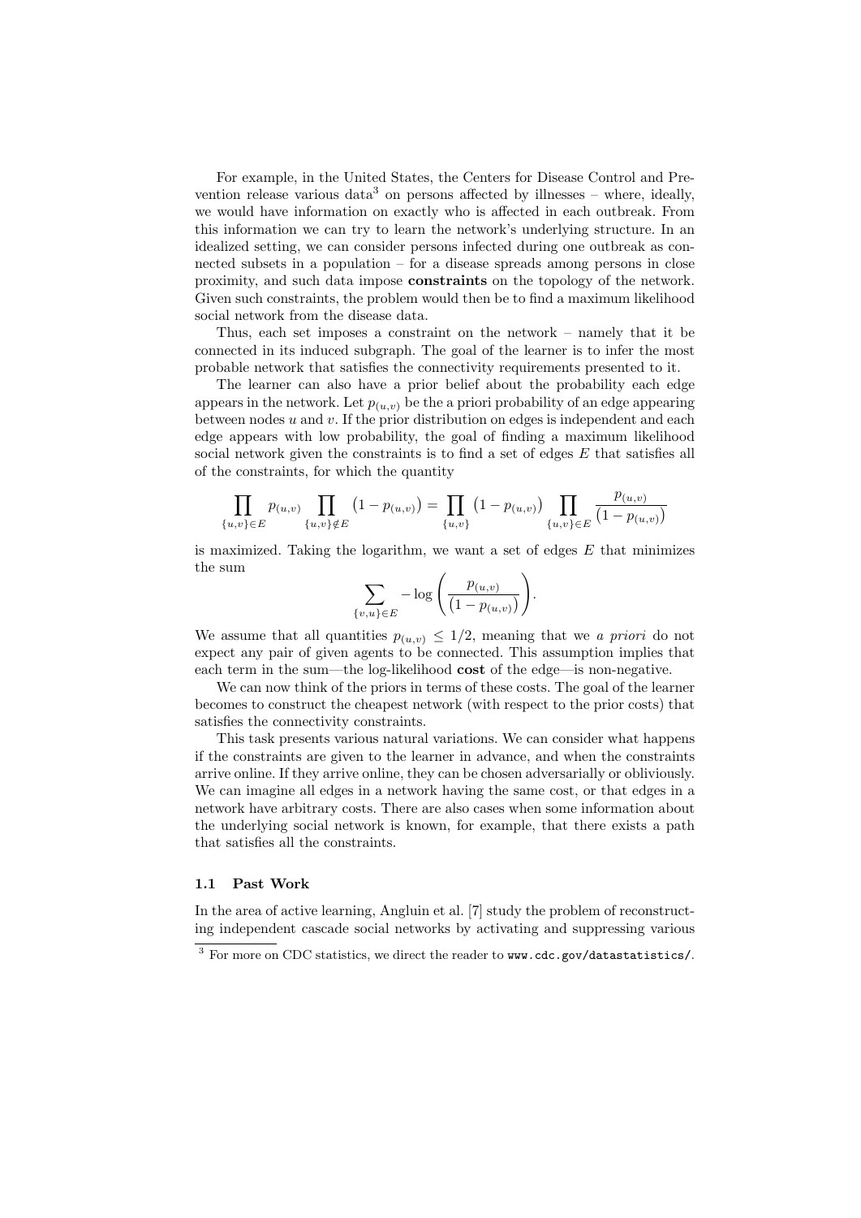For example, in the United States, the Centers for Disease Control and Prevention release various data[3] on persons affected by illnesses – where, ideally, we would have information on exactly who is affected in each outbreak. From this information we can try to learn the network's underlying structure. In an idealized setting, we can consider persons infected during one outbreak as connected subsets in a population – for a disease spreads among persons in close proximity, and such data impose **constraints** on the topology of the network. Given such constraints, the problem would then be to find a maximum likelihood social network from the disease data.

Thus, each set imposes a constraint on the network – namely that it be connected in its induced subgraph. The goal of the learner is to infer the most probable network that satisfies the connectivity requirements presented to it.

The learner can also have a prior belief about the probability each edge appears in the network. Let $p_{(u,v)}$ be the a priori probability of an edge appearing between nodes $u$ and $v$. If the prior distribution on edges is independent and each edge appears with low probability, the goal of finding a maximum likelihood social network given the constraints is to find a set of edges $E$ that satisfies all of the constraints, for which the quantity

$$\prod_{\{u,v\}\in E} p_{(u,v)} \prod_{\{u,v\}\notin E} \left(1 - p_{(u,v)}\right) = \prod_{\{u,v\}} \left(1 - p_{(u,v)}\right) \prod_{\{u,v\}\in E} \frac{p_{(u,v)}}{\left(1 - p_{(u,v)}\right)}$$

is maximized. Taking the logarithm, we want a set of edges $E$ that minimizes the sum

$$\sum_{\{v,u\}\in E} -\log\left(\frac{p_{(u,v)}}{\left(1 - p_{(u,v)}\right)}\right).$$

We assume that all quantities $p_{(u,v)} \leq 1/2$, meaning that we *a priori* do not expect any pair of given agents to be connected. This assumption implies that each term in the sum—the log-likelihood **cost** of the edge—is non-negative.

We can now think of the priors in terms of these costs. The goal of the learner becomes to construct the cheapest network (with respect to the prior costs) that satisfies the connectivity constraints.

This task presents various natural variations. We can consider what happens if the constraints are given to the learner in advance, and when the constraints arrive online. If they arrive online, they can be chosen adversarially or obliviously. We can imagine all edges in a network having the same cost, or that edges in a network have arbitrary costs. There are also cases when some information about the underlying social network is known, for example, that there exists a path that satisfies all the constraints.

### 1.1 Past Work

In the area of active learning, Angluin et al. [7] study the problem of reconstructing independent cascade social networks by activating and suppressing various

[3] For more on CDC statistics, we direct the reader to `www.cdc.gov/datastatistics/`.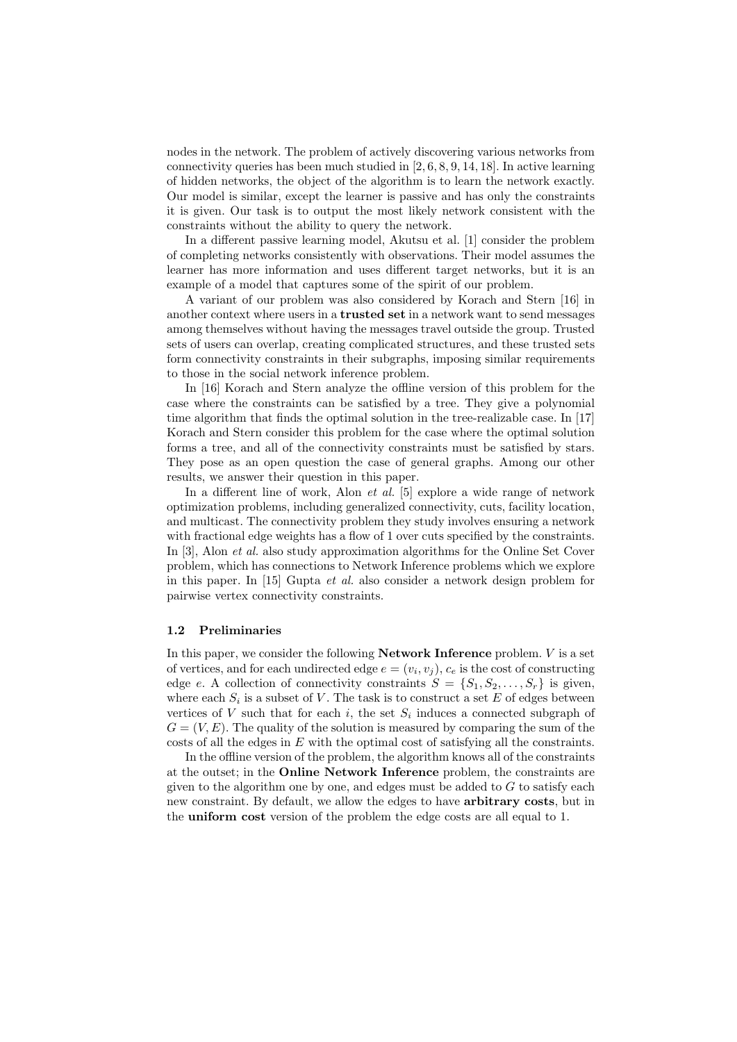nodes in the network. The problem of actively discovering various networks from connectivity queries has been much studied in [2, 6, 8, 9, 14, 18]. In active learning of hidden networks, the object of the algorithm is to learn the network exactly. Our model is similar, except the learner is passive and has only the constraints it is given. Our task is to output the most likely network consistent with the constraints without the ability to query the network.

In a different passive learning model, Akutsu et al. [1] consider the problem of completing networks consistently with observations. Their model assumes the learner has more information and uses different target networks, but it is an example of a model that captures some of the spirit of our problem.

A variant of our problem was also considered by Korach and Stern [16] in another context where users in a **trusted set** in a network want to send messages among themselves without having the messages travel outside the group. Trusted sets of users can overlap, creating complicated structures, and these trusted sets form connectivity constraints in their subgraphs, imposing similar requirements to those in the social network inference problem.

In [16] Korach and Stern analyze the offline version of this problem for the case where the constraints can be satisfied by a tree. They give a polynomial time algorithm that finds the optimal solution in the tree-realizable case. In [17] Korach and Stern consider this problem for the case where the optimal solution forms a tree, and all of the connectivity constraints must be satisfied by stars. They pose as an open question the case of general graphs. Among our other results, we answer their question in this paper.

In a different line of work, Alon *et al.* [5] explore a wide range of network optimization problems, including generalized connectivity, cuts, facility location, and multicast. The connectivity problem they study involves ensuring a network with fractional edge weights has a flow of 1 over cuts specified by the constraints. In [3], Alon *et al.* also study approximation algorithms for the Online Set Cover problem, which has connections to Network Inference problems which we explore in this paper. In [15] Gupta *et al.* also consider a network design problem for pairwise vertex connectivity constraints.

### 1.2 Preliminaries

In this paper, we consider the following **Network Inference** problem. $V$ is a set of vertices, and for each undirected edge $e = (v_i, v_j)$, $c_e$ is the cost of constructing edge $e$. A collection of connectivity constraints $S = \{S_1, S_2, \ldots, S_r\}$ is given, where each $S_i$ is a subset of $V$. The task is to construct a set $E$ of edges between vertices of $V$ such that for each $i$, the set $S_i$ induces a connected subgraph of $G = (V, E)$. The quality of the solution is measured by comparing the sum of the costs of all the edges in $E$ with the optimal cost of satisfying all the constraints.

In the offline version of the problem, the algorithm knows all of the constraints at the outset; in the **Online Network Inference** problem, the constraints are given to the algorithm one by one, and edges must be added to $G$ to satisfy each new constraint. By default, we allow the edges to have **arbitrary costs**, but in the **uniform cost** version of the problem the edge costs are all equal to 1.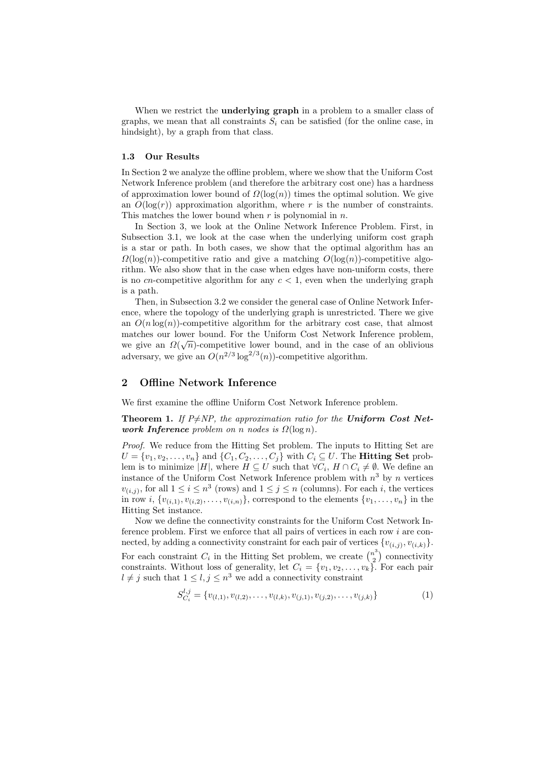When we restrict the **underlying graph** in a problem to a smaller class of graphs, we mean that all constraints $S_i$ can be satisfied (for the online case, in hindsight), by a graph from that class.

### 1.3 Our Results

In Section 2 we analyze the offline problem, where we show that the Uniform Cost Network Inference problem (and therefore the arbitrary cost one) has a hardness of approximation lower bound of $\Omega(\log(n))$ times the optimal solution. We give an $O(\log(r))$ approximation algorithm, where $r$ is the number of constraints. This matches the lower bound when $r$ is polynomial in $n$.

In Section 3, we look at the Online Network Inference Problem. First, in Subsection 3.1, we look at the case when the underlying uniform cost graph is a star or path. In both cases, we show that the optimal algorithm has an $\Omega(\log(n))$-competitive ratio and give a matching $O(\log(n))$-competitive algorithm. We also show that in the case when edges have non-uniform costs, there is no $cn$-competitive algorithm for any $c < 1$, even when the underlying graph is a path.

Then, in Subsection 3.2 we consider the general case of Online Network Inference, where the topology of the underlying graph is unrestricted. There we give an $O(n\log(n))$-competitive algorithm for the arbitrary cost case, that almost matches our lower bound. For the Uniform Cost Network Inference problem, we give an $\Omega(\sqrt{n})$-competitive lower bound, and in the case of an oblivious adversary, we give an $O(n^{2/3}\log^{2/3}(n))$-competitive algorithm.

## 2 Offline Network Inference

We first examine the offline Uniform Cost Network Inference problem.

**Theorem 1.** *If P≠NP, the approximation ratio for the* ***Uniform Cost Network Inference*** *problem on n nodes is* $\Omega(\log n)$.

*Proof.* We reduce from the Hitting Set problem. The inputs to Hitting Set are $U = \{v_1, v_2, \ldots, v_n\}$ and $\{C_1, C_2, \ldots, C_j\}$ with $C_i \subseteq U$. The **Hitting Set** problem is to minimize $|H|$, where $H \subseteq U$ such that $\forall C_i$, $H \cap C_i \neq \emptyset$. We define an instance of the Uniform Cost Network Inference problem with $n^3$ by $n$ vertices $v_{(i,j)}$, for all $1 \leq i \leq n^3$ (rows) and $1 \leq j \leq n$ (columns). For each $i$, the vertices in row $i$, $\{v_{(i,1)}, v_{(i,2)}, \ldots, v_{(i,n)}\}$, correspond to the elements $\{v_1, \ldots, v_n\}$ in the Hitting Set instance.

Now we define the connectivity constraints for the Uniform Cost Network Inference problem. First we enforce that all pairs of vertices in each row $i$ are connected, by adding a connectivity constraint for each pair of vertices $\{v_{(i,j)}, v_{(i,k)}\}$. For each constraint $C_i$ in the Hitting Set problem, we create $\binom{n^3}{2}$ connectivity constraints. Without loss of generality, let $C_i = \{v_1, v_2, \ldots, v_k\}$. For each pair $l \neq j$ such that $1 \leq l, j \leq n^3$ we add a connectivity constraint

$$S_{C_i}^{l,j} = \{v_{(l,1)}, v_{(l,2)}, \ldots, v_{(l,k)}, v_{(j,1)}, v_{(j,2)}, \ldots, v_{(j,k)}\} \tag{1}$$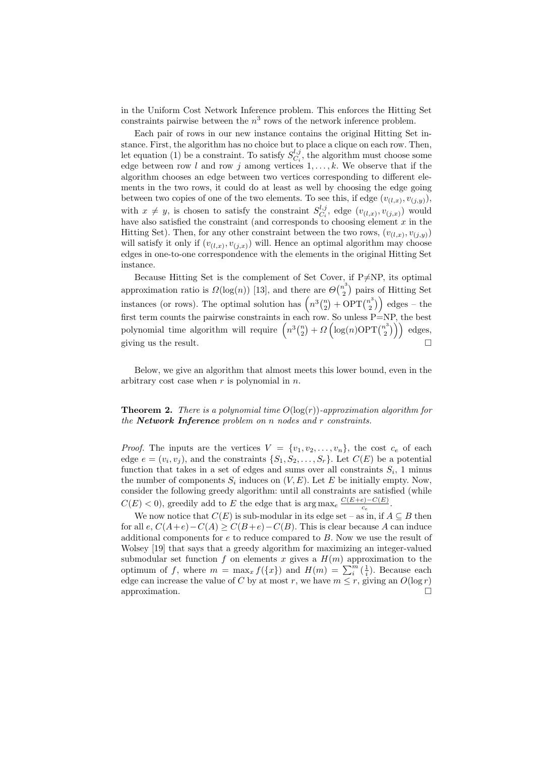in the Uniform Cost Network Inference problem. This enforces the Hitting Set constraints pairwise between the $n^3$ rows of the network inference problem.

Each pair of rows in our new instance contains the original Hitting Set instance. First, the algorithm has no choice but to place a clique on each row. Then, let equation (1) be a constraint. To satisfy $S^{l,j}_{C_i}$, the algorithm must choose some edge between row $l$ and row $j$ among vertices $1, \ldots, k$. We observe that if the algorithm chooses an edge between two vertices corresponding to different elements in the two rows, it could do at least as well by choosing the edge going between two copies of one of the two elements. To see this, if edge $(v_{(l,x)}, v_{(j,y)})$, with $x \neq y$, is chosen to satisfy the constraint $S^{l,j}_{C_i}$, edge $(v_{(l,x)}, v_{(j,x)})$ would have also satisfied the constraint (and corresponds to choosing element $x$ in the Hitting Set). Then, for any other constraint between the two rows, $(v_{(l,x)}, v_{(j,y)})$ will satisfy it only if $(v_{(l,x)}, v_{(j,x)})$ will. Hence an optimal algorithm may choose edges in one-to-one correspondence with the elements in the original Hitting Set instance.

Because Hitting Set is the complement of Set Cover, if P≠NP, its optimal approximation ratio is $\Omega(\log(n))$ [13], and there are $\Theta\binom{n^3}{2}$ pairs of Hitting Set instances (or rows). The optimal solution has $\left(n^3\binom{n}{2} + \mathrm{OPT}\binom{n^3}{2}\right)$ edges – the first term counts the pairwise constraints in each row. So unless P=NP, the best polynomial time algorithm will require $\left(n^3\binom{n}{2} + \Omega\left(\log(n)\mathrm{OPT}\binom{n^3}{2}\right)\right)$ edges, giving us the result. $\square$

Below, we give an algorithm that almost meets this lower bound, even in the arbitrary cost case when $r$ is polynomial in $n$.

**Theorem 2.** *There is a polynomial time $O(\log(r))$-approximation algorithm for the* ***Network Inference*** *problem on $n$ nodes and $r$ constraints.*

*Proof.* The inputs are the vertices $V = \{v_1, v_2, \ldots, v_n\}$, the cost $c_e$ of each edge $e = (v_i, v_j)$, and the constraints $\{S_1, S_2, \ldots, S_r\}$. Let $C(E)$ be a potential function that takes in a set of edges and sums over all constraints $S_i$, 1 minus the number of components $S_i$ induces on $(V, E)$. Let $E$ be initially empty. Now, consider the following greedy algorithm: until all constraints are satisfied (while $C(E) < 0$), greedily add to $E$ the edge that is $\arg\max_e \frac{C(E+e)-C(E)}{c_e}$.

We now notice that $C(E)$ is sub-modular in its edge set – as in, if $A \subseteq B$ then for all $e$, $C(A+e) - C(A) \geq C(B+e) - C(B)$. This is clear because $A$ can induce additional components for $e$ to reduce compared to $B$. Now we use the result of Wolsey [19] that says that a greedy algorithm for maximizing an integer-valued submodular set function $f$ on elements $x$ gives a $H(m)$ approximation to the optimum of $f$, where $m = \max_x f(\{x\})$ and $H(m) = \sum_i^m (\frac{1}{i})$. Because each edge can increase the value of $C$ by at most $r$, we have $m \leq r$, giving an $O(\log r)$ approximation. $\square$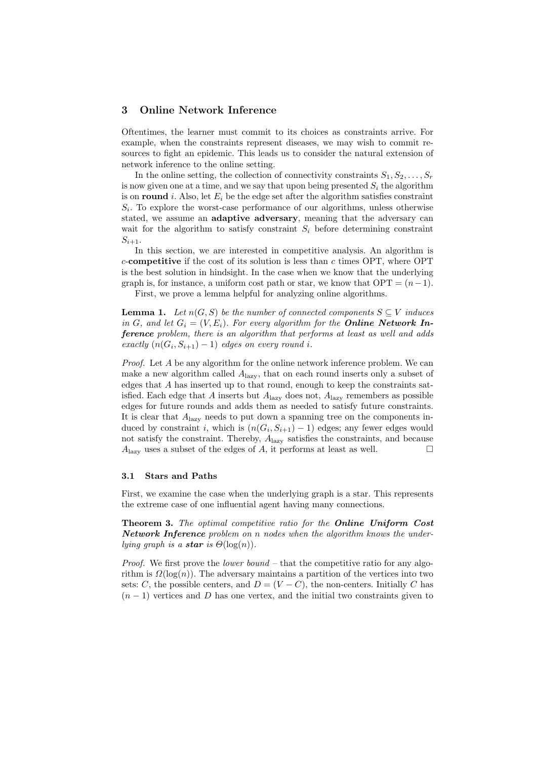## 3 Online Network Inference

Oftentimes, the learner must commit to its choices as constraints arrive. For example, when the constraints represent diseases, we may wish to commit resources to fight an epidemic. This leads us to consider the natural extension of network inference to the online setting.

In the online setting, the collection of connectivity constraints $S_1, S_2, \ldots, S_r$ is now given one at a time, and we say that upon being presented $S_i$ the algorithm is on **round** $i$. Also, let $E_i$ be the edge set after the algorithm satisfies constraint $S_i$. To explore the worst-case performance of our algorithms, unless otherwise stated, we assume an **adaptive adversary**, meaning that the adversary can wait for the algorithm to satisfy constraint $S_i$ before determining constraint $S_{i+1}$.

In this section, we are interested in competitive analysis. An algorithm is $c$-**competitive** if the cost of its solution is less than $c$ times OPT, where OPT is the best solution in hindsight. In the case when we know that the underlying graph is, for instance, a uniform cost path or star, we know that $\text{OPT} = (n-1)$.

First, we prove a lemma helpful for analyzing online algorithms.

**Lemma 1.** *Let $n(G, S)$ be the number of connected components $S \subseteq V$ induces in $G$, and let $G_i = (V, E_i)$. For every algorithm for the **Online Network Inference** problem, there is an algorithm that performs at least as well and adds exactly $(n(G_i, S_{i+1}) - 1)$ edges on every round $i$.*

*Proof.* Let $A$ be any algorithm for the online network inference problem. We can make a new algorithm called $A_{\text{lazy}}$, that on each round inserts only a subset of edges that $A$ has inserted up to that round, enough to keep the constraints satisfied. Each edge that $A$ inserts but $A_{\text{lazy}}$ does not, $A_{\text{lazy}}$ remembers as possible edges for future rounds and adds them as needed to satisfy future constraints. It is clear that $A_{\text{lazy}}$ needs to put down a spanning tree on the components induced by constraint $i$, which is $(n(G_i, S_{i+1}) - 1)$ edges; any fewer edges would not satisfy the constraint. Thereby, $A_{\text{lazy}}$ satisfies the constraints, and because $A_{\text{lazy}}$ uses a subset of the edges of $A$, it performs at least as well. □

### 3.1 Stars and Paths

First, we examine the case when the underlying graph is a star. This represents the extreme case of one influential agent having many connections.

**Theorem 3.** *The optimal competitive ratio for the **Online Uniform Cost Network Inference** problem on $n$ nodes when the algorithm knows the underlying graph is a **star** is $\Theta(\log(n))$.*

*Proof.* We first prove the *lower bound* – that the competitive ratio for any algorithm is $\Omega(\log(n))$. The adversary maintains a partition of the vertices into two sets: $C$, the possible centers, and $D = (V - C)$, the non-centers. Initially $C$ has $(n-1)$ vertices and $D$ has one vertex, and the initial two constraints given to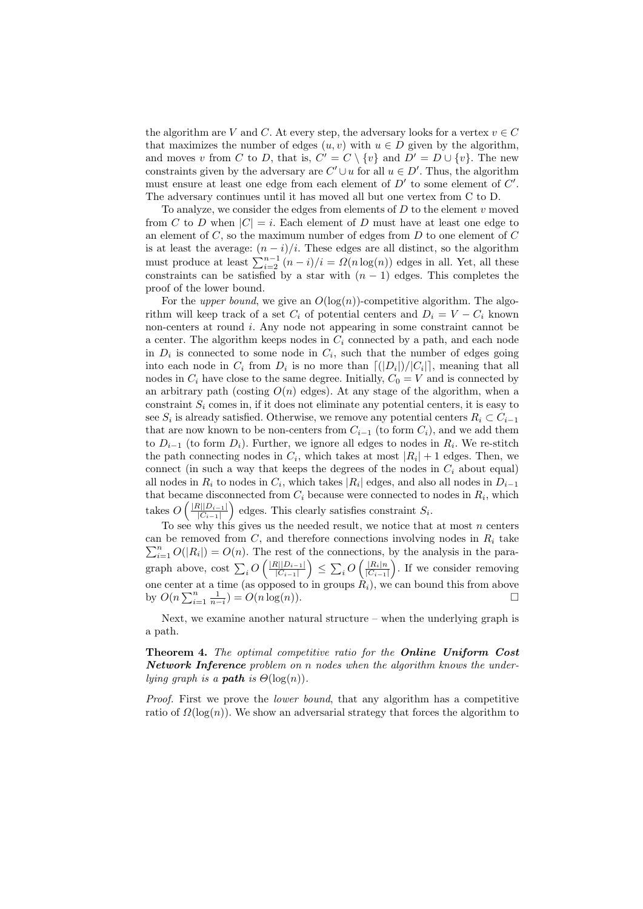the algorithm are $V$ and $C$. At every step, the adversary looks for a vertex $v \in C$ that maximizes the number of edges $(u, v)$ with $u \in D$ given by the algorithm, and moves $v$ from $C$ to $D$, that is, $C' = C \setminus \{v\}$ and $D' = D \cup \{v\}$. The new constraints given by the adversary are $C' \cup u$ for all $u \in D'$. Thus, the algorithm must ensure at least one edge from each element of $D'$ to some element of $C'$. The adversary continues until it has moved all but one vertex from C to D.

To analyze, we consider the edges from elements of $D$ to the element $v$ moved from $C$ to $D$ when $|C| = i$. Each element of $D$ must have at least one edge to an element of $C$, so the maximum number of edges from $D$ to one element of $C$ is at least the average: $(n-i)/i$. These edges are all distinct, so the algorithm must produce at least $\sum_{i=2}^{n-1} (n-i)/i = \Omega(n \log(n))$ edges in all. Yet, all these constraints can be satisfied by a star with $(n-1)$ edges. This completes the proof of the lower bound.

For the *upper bound*, we give an $O(\log(n))$-competitive algorithm. The algorithm will keep track of a set $C_i$ of potential centers and $D_i = V - C_i$ known non-centers at round $i$. Any node not appearing in some constraint cannot be a center. The algorithm keeps nodes in $C_i$ connected by a path, and each node in $D_i$ is connected to some node in $C_i$, such that the number of edges going into each node in $C_i$ from $D_i$ is no more than $\lceil (|D_i|)/|C_i| \rceil$, meaning that all nodes in $C_i$ have close to the same degree. Initially, $C_0 = V$ and is connected by an arbitrary path (costing $O(n)$ edges). At any stage of the algorithm, when a constraint $S_i$ comes in, if it does not eliminate any potential centers, it is easy to see $S_i$ is already satisfied. Otherwise, we remove any potential centers $R_i \subset C_{i-1}$ that are now known to be non-centers from $C_{i-1}$ (to form $C_i$), and we add them to $D_{i-1}$ (to form $D_i$). Further, we ignore all edges to nodes in $R_i$. We re-stitch the path connecting nodes in $C_i$, which takes at most $|R_i| + 1$ edges. Then, we connect (in such a way that keeps the degrees of the nodes in $C_i$ about equal) all nodes in $R_i$ to nodes in $C_i$, which takes $|R_i|$ edges, and also all nodes in $D_{i-1}$ that became disconnected from $C_i$ because were connected to nodes in $R_i$, which takes $O\left(\frac{|R||D_{i-1}|}{|C_{i-1}|}\right)$ edges. This clearly satisfies constraint $S_i$.

To see why this gives us the needed result, we notice that at most $n$ centers can be removed from $C$, and therefore connections involving nodes in $R_i$ take $\sum_{i=1}^{n} O(|R_i|) = O(n)$. The rest of the connections, by the analysis in the paragraph above, cost $\sum_i O\left(\frac{|R||D_{i-1}|}{|C_{i-1}|}\right) \leq \sum_i O\left(\frac{|R_i|n}{|C_{i-1}|}\right)$. If we consider removing one center at a time (as opposed to in groups $R_i$), we can bound this from above by $O(n \sum_{i=1}^{n} \frac{1}{n-i}) = O(n \log(n))$. □

Next, we examine another natural structure – when the underlying graph is a path.

**Theorem 4.** *The optimal competitive ratio for the* ***Online Uniform Cost Network Inference*** *problem on n nodes when the algorithm knows the underlying graph is a* ***path*** *is* $\Theta(\log(n))$.

*Proof.* First we prove the *lower bound*, that any algorithm has a competitive ratio of $\Omega(\log(n))$. We show an adversarial strategy that forces the algorithm to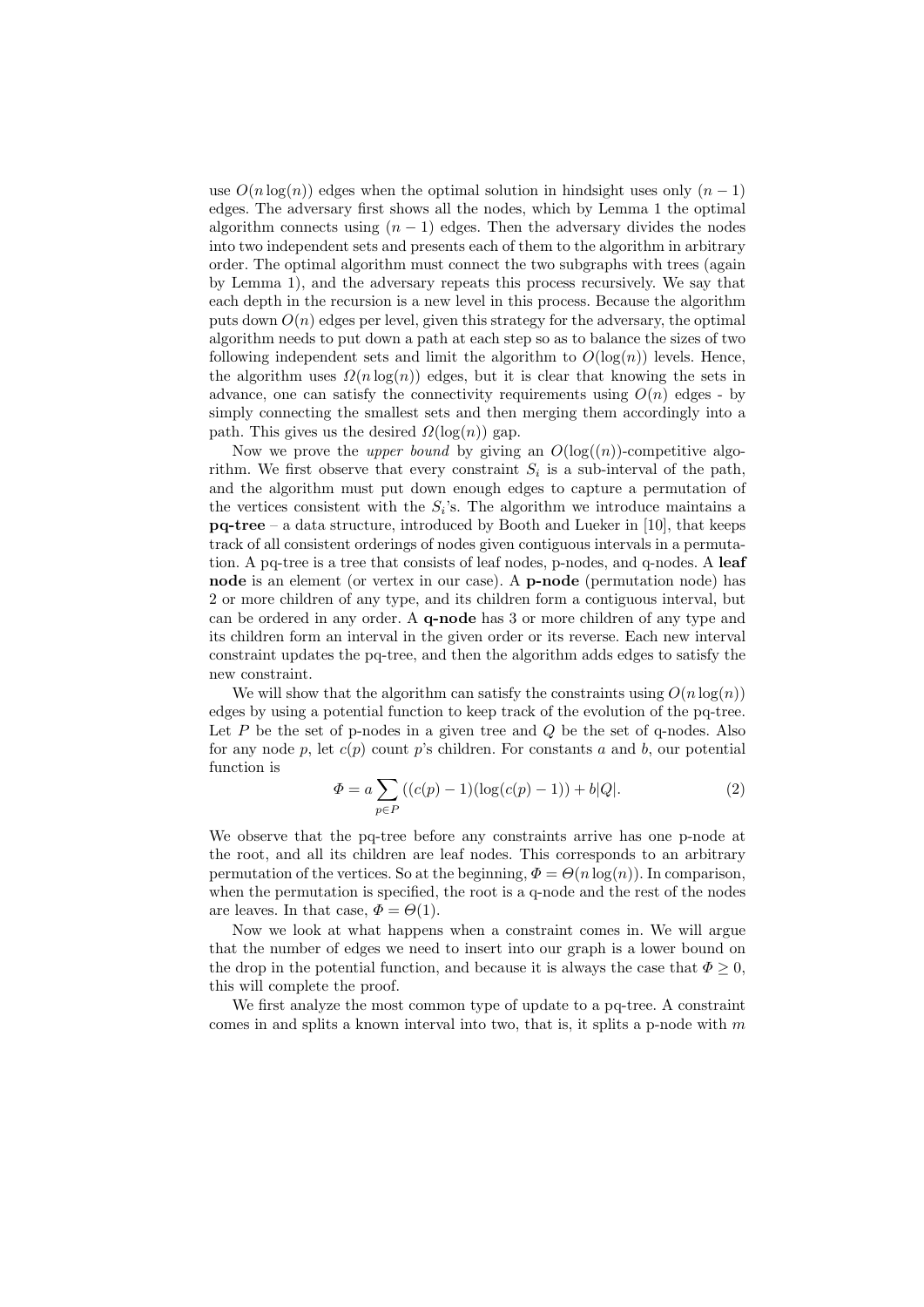use $O(n \log(n))$ edges when the optimal solution in hindsight uses only $(n-1)$ edges. The adversary first shows all the nodes, which by Lemma 1 the optimal algorithm connects using $(n-1)$ edges. Then the adversary divides the nodes into two independent sets and presents each of them to the algorithm in arbitrary order. The optimal algorithm must connect the two subgraphs with trees (again by Lemma 1), and the adversary repeats this process recursively. We say that each depth in the recursion is a new level in this process. Because the algorithm puts down $O(n)$ edges per level, given this strategy for the adversary, the optimal algorithm needs to put down a path at each step so as to balance the sizes of two following independent sets and limit the algorithm to $O(\log(n))$ levels. Hence, the algorithm uses $\Omega(n \log(n))$ edges, but it is clear that knowing the sets in advance, one can satisfy the connectivity requirements using $O(n)$ edges - by simply connecting the smallest sets and then merging them accordingly into a path. This gives us the desired $\Omega(\log(n))$ gap.

Now we prove the *upper bound* by giving an $O(\log((n))$-competitive algorithm. We first observe that every constraint $S_i$ is a sub-interval of the path, and the algorithm must put down enough edges to capture a permutation of the vertices consistent with the $S_i$'s. The algorithm we introduce maintains a **pq-tree** – a data structure, introduced by Booth and Lueker in [10], that keeps track of all consistent orderings of nodes given contiguous intervals in a permutation. A pq-tree is a tree that consists of leaf nodes, p-nodes, and q-nodes. A **leaf node** is an element (or vertex in our case). A **p-node** (permutation node) has 2 or more children of any type, and its children form a contiguous interval, but can be ordered in any order. A **q-node** has 3 or more children of any type and its children form an interval in the given order or its reverse. Each new interval constraint updates the pq-tree, and then the algorithm adds edges to satisfy the new constraint.

We will show that the algorithm can satisfy the constraints using $O(n \log(n))$ edges by using a potential function to keep track of the evolution of the pq-tree. Let $P$ be the set of p-nodes in a given tree and $Q$ be the set of q-nodes. Also for any node $p$, let $c(p)$ count $p$'s children. For constants $a$ and $b$, our potential function is

$$\Phi = a \sum_{p \in P} ((c(p) - 1)(\log(c(p) - 1)) + b|Q|. \tag{2}$$

We observe that the pq-tree before any constraints arrive has one p-node at the root, and all its children are leaf nodes. This corresponds to an arbitrary permutation of the vertices. So at the beginning, $\Phi = \Theta(n \log(n))$. In comparison, when the permutation is specified, the root is a q-node and the rest of the nodes are leaves. In that case, $\Phi = \Theta(1)$.

Now we look at what happens when a constraint comes in. We will argue that the number of edges we need to insert into our graph is a lower bound on the drop in the potential function, and because it is always the case that $\Phi \geq 0$, this will complete the proof.

We first analyze the most common type of update to a pq-tree. A constraint comes in and splits a known interval into two, that is, it splits a p-node with $m$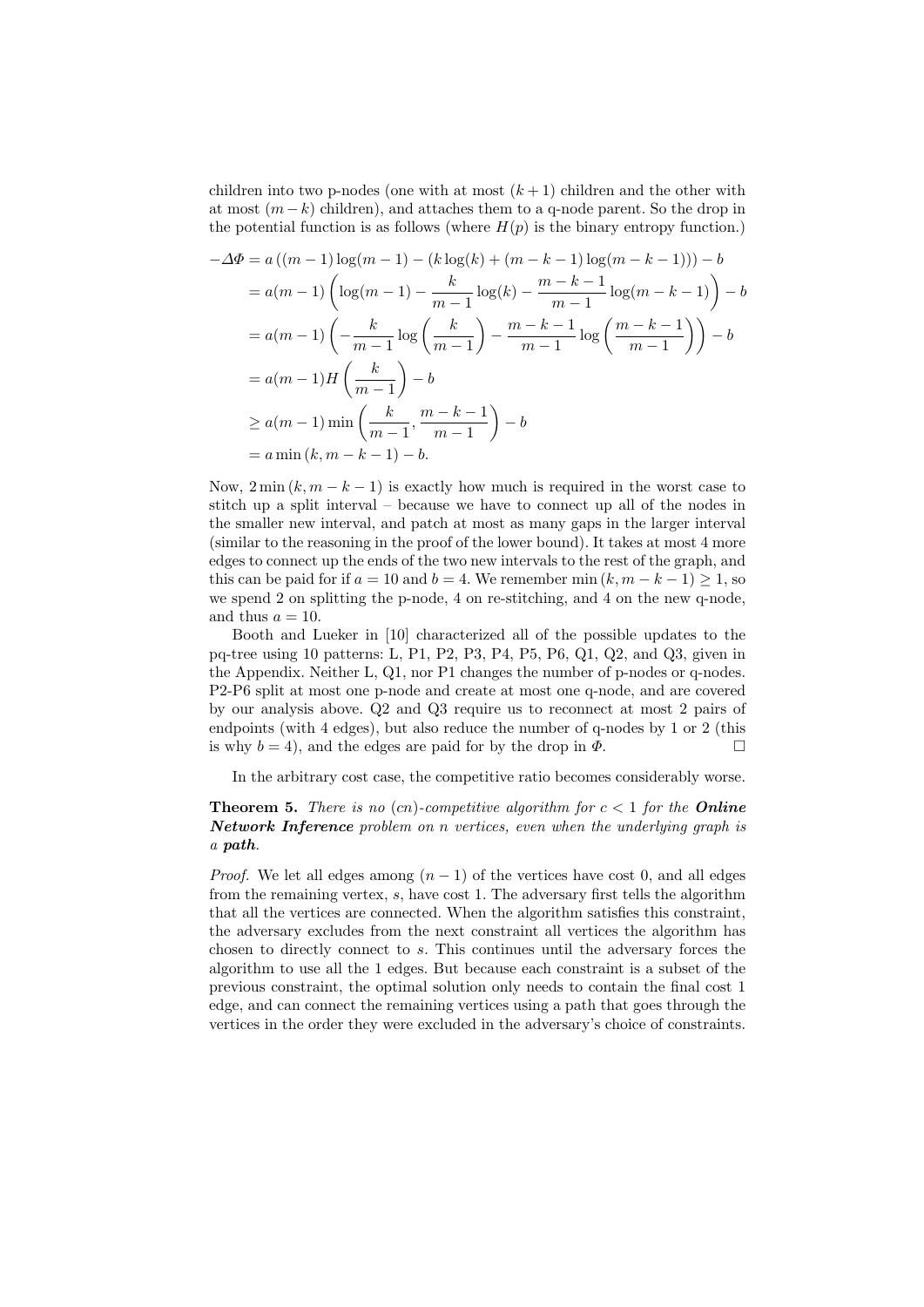children into two p-nodes (one with at most $(k+1)$ children and the other with at most $(m-k)$ children), and attaches them to a q-node parent. So the drop in the potential function is as follows (where $H(p)$ is the binary entropy function.)

$$
\begin{aligned}
-\Delta\Phi &= a\left((m-1)\log(m-1) - (k\log(k) + (m-k-1)\log(m-k-1))\right) - b \\
&= a(m-1)\left(\log(m-1) - \frac{k}{m-1}\log(k) - \frac{m-k-1}{m-1}\log(m-k-1)\right) - b \\
&= a(m-1)\left(-\frac{k}{m-1}\log\left(\frac{k}{m-1}\right) - \frac{m-k-1}{m-1}\log\left(\frac{m-k-1}{m-1}\right)\right) - b \\
&= a(m-1)H\left(\frac{k}{m-1}\right) - b \\
&\geq a(m-1)\min\left(\frac{k}{m-1}, \frac{m-k-1}{m-1}\right) - b \\
&= a\min(k, m-k-1) - b.
\end{aligned}
$$

Now, $2\min(k, m-k-1)$ is exactly how much is required in the worst case to stitch up a split interval – because we have to connect up all of the nodes in the smaller new interval, and patch at most as many gaps in the larger interval (similar to the reasoning in the proof of the lower bound). It takes at most 4 more edges to connect up the ends of the two new intervals to the rest of the graph, and this can be paid for if $a = 10$ and $b = 4$. We remember $\min(k, m-k-1) \geq 1$, so we spend 2 on splitting the p-node, 4 on re-stitching, and 4 on the new q-node, and thus $a = 10$.

Booth and Lueker in [10] characterized all of the possible updates to the pq-tree using 10 patterns: L, P1, P2, P3, P4, P5, P6, Q1, Q2, and Q3, given in the Appendix. Neither L, Q1, nor P1 changes the number of p-nodes or q-nodes. P2-P6 split at most one p-node and create at most one q-node, and are covered by our analysis above. Q2 and Q3 require us to reconnect at most 2 pairs of endpoints (with 4 edges), but also reduce the number of q-nodes by 1 or 2 (this is why $b = 4$), and the edges are paid for by the drop in $\Phi$. □

In the arbitrary cost case, the competitive ratio becomes considerably worse.

**Theorem 5.** *There is no $(cn)$-competitive algorithm for $c < 1$ for the* ***Online Network Inference*** *problem on $n$ vertices, even when the underlying graph is a* ***path****.*

*Proof.* We let all edges among $(n-1)$ of the vertices have cost 0, and all edges from the remaining vertex, $s$, have cost 1. The adversary first tells the algorithm that all the vertices are connected. When the algorithm satisfies this constraint, the adversary excludes from the next constraint all vertices the algorithm has chosen to directly connect to $s$. This continues until the adversary forces the algorithm to use all the 1 edges. But because each constraint is a subset of the previous constraint, the optimal solution only needs to contain the final cost 1 edge, and can connect the remaining vertices using a path that goes through the vertices in the order they were excluded in the adversary's choice of constraints.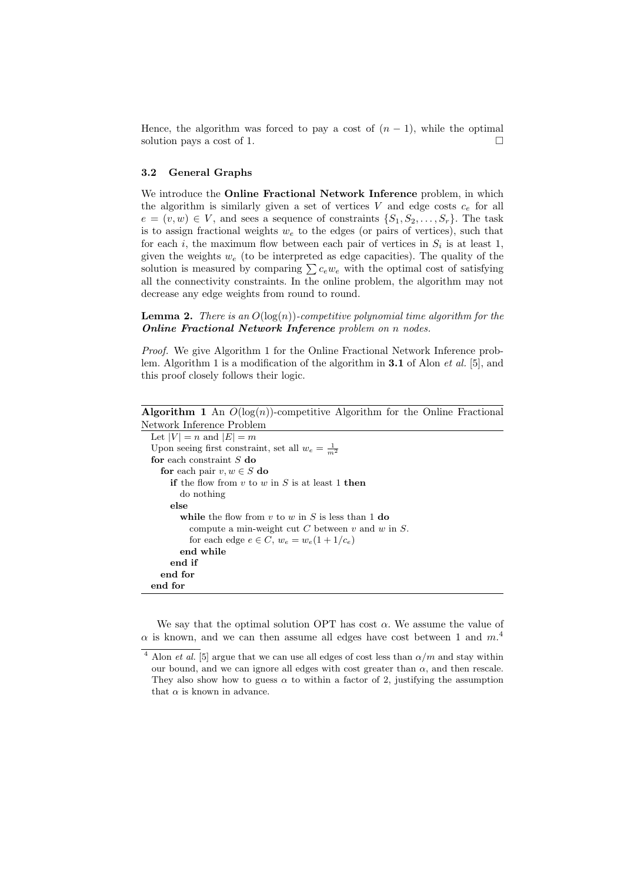Hence, the algorithm was forced to pay a cost of $(n-1)$, while the optimal solution pays a cost of 1. □

### 3.2 General Graphs

We introduce the **Online Fractional Network Inference** problem, in which the algorithm is similarly given a set of vertices $V$ and edge costs $c_e$ for all $e = (v, w) \in V$, and sees a sequence of constraints $\{S_1, S_2, \ldots, S_r\}$. The task is to assign fractional weights $w_e$ to the edges (or pairs of vertices), such that for each $i$, the maximum flow between each pair of vertices in $S_i$ is at least 1, given the weights $w_e$ (to be interpreted as edge capacities). The quality of the solution is measured by comparing $\sum c_e w_e$ with the optimal cost of satisfying all the connectivity constraints. In the online problem, the algorithm may not decrease any edge weights from round to round.

**Lemma 2.** *There is an $O(\log(n))$-competitive polynomial time algorithm for the **Online Fractional Network Inference** problem on n nodes.*

*Proof.* We give Algorithm 1 for the Online Fractional Network Inference problem. Algorithm 1 is a modification of the algorithm in **3.1** of Alon *et al.* [5], and this proof closely follows their logic.

**Algorithm 1** An $O(\log(n))$-competitive Algorithm for the Online Fractional Network Inference Problem

```
Let |V| = n and |E| = m
Upon seeing first constraint, set all w_e = 1/m^2
for each constraint S do
  for each pair v, w ∈ S do
    if the flow from v to w in S is at least 1 then
      do nothing
    else
      while the flow from v to w in S is less than 1 do
        compute a min-weight cut C between v and w in S.
        for each edge e ∈ C, w_e = w_e(1 + 1/c_e)
      end while
    end if
  end for
end for
```

We say that the optimal solution OPT has cost $\alpha$. We assume the value of $\alpha$ is known, and we can then assume all edges have cost between 1 and $m$.[4]

[4] Alon *et al.* [5] argue that we can use all edges of cost less than $\alpha/m$ and stay within our bound, and we can ignore all edges with cost greater than $\alpha$, and then rescale. They also show how to guess $\alpha$ to within a factor of 2, justifying the assumption that $\alpha$ is known in advance.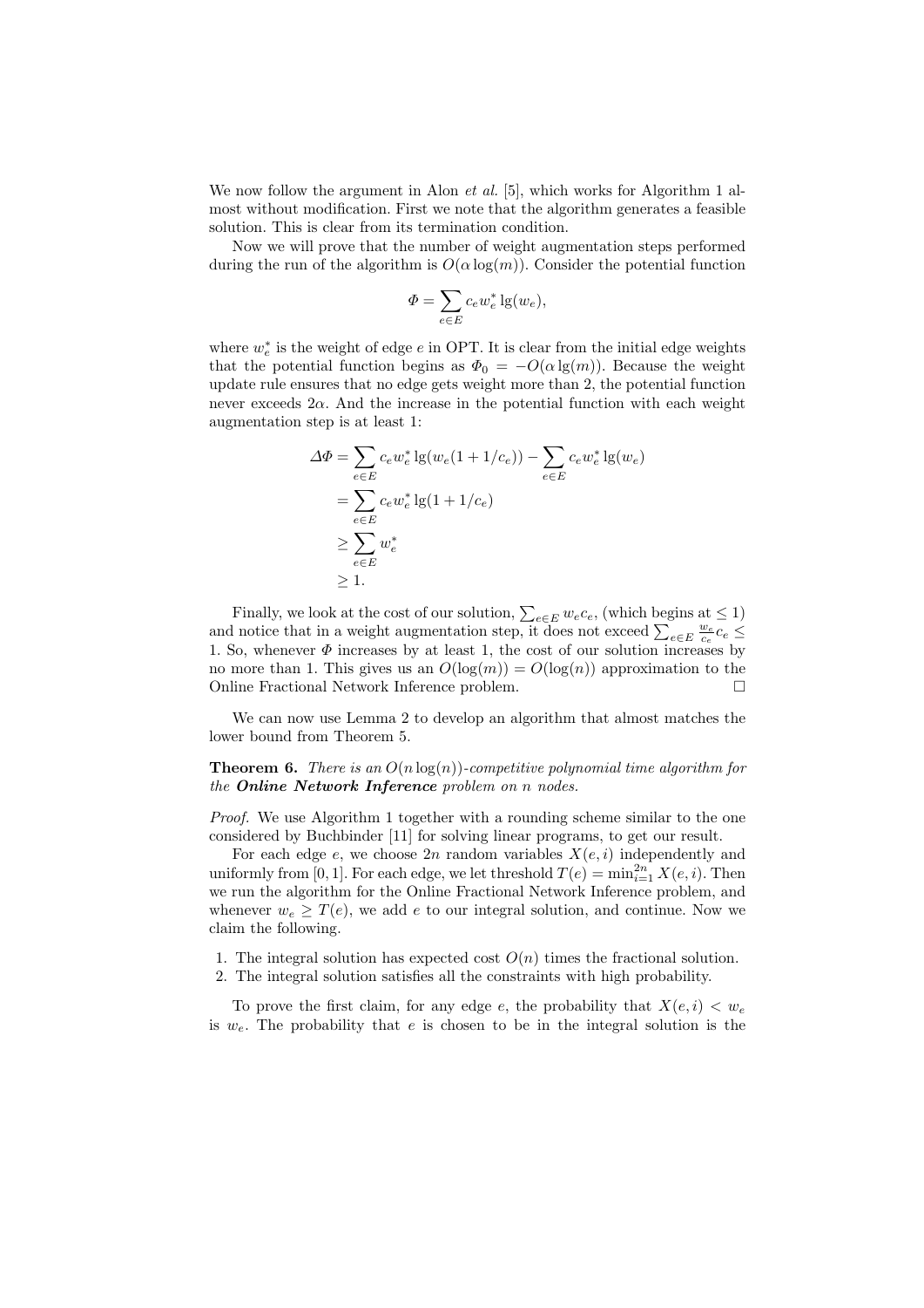We now follow the argument in Alon *et al.* [5], which works for Algorithm 1 almost without modification. First we note that the algorithm generates a feasible solution. This is clear from its termination condition.

Now we will prove that the number of weight augmentation steps performed during the run of the algorithm is $O(\alpha \log(m))$. Consider the potential function

$$\Phi = \sum_{e \in E} c_e w_e^* \lg(w_e),$$

where $w_e^*$ is the weight of edge $e$ in OPT. It is clear from the initial edge weights that the potential function begins as $\Phi_0 = -O(\alpha \lg(m))$. Because the weight update rule ensures that no edge gets weight more than 2, the potential function never exceeds $2\alpha$. And the increase in the potential function with each weight augmentation step is at least 1:

$$\begin{aligned}
\Delta\Phi &= \sum_{e \in E} c_e w_e^* \lg(w_e(1 + 1/c_e)) - \sum_{e \in E} c_e w_e^* \lg(w_e) \\
&= \sum_{e \in E} c_e w_e^* \lg(1 + 1/c_e) \\
&\geq \sum_{e \in E} w_e^* \\
&\geq 1.
\end{aligned}$$

Finally, we look at the cost of our solution, $\sum_{e \in E} w_e c_e$, (which begins at $\leq 1$) and notice that in a weight augmentation step, it does not exceed $\sum_{e \in E} \frac{w_e}{c_e} c_e \leq 1$. So, whenever $\Phi$ increases by at least 1, the cost of our solution increases by no more than 1. This gives us an $O(\log(m)) = O(\log(n))$ approximation to the Online Fractional Network Inference problem. $\square$

We can now use Lemma 2 to develop an algorithm that almost matches the lower bound from Theorem 5.

**Theorem 6.** *There is an $O(n \log(n))$-competitive polynomial time algorithm for the* ***Online Network Inference*** *problem on $n$ nodes.*

*Proof.* We use Algorithm 1 together with a rounding scheme similar to the one considered by Buchbinder [11] for solving linear programs, to get our result.

For each edge $e$, we choose $2n$ random variables $X(e, i)$ independently and uniformly from $[0, 1]$. For each edge, we let threshold $T(e) = \min_{i=1}^{2n} X(e, i)$. Then we run the algorithm for the Online Fractional Network Inference problem, and whenever $w_e \geq T(e)$, we add $e$ to our integral solution, and continue. Now we claim the following.

1. The integral solution has expected cost $O(n)$ times the fractional solution.
2. The integral solution satisfies all the constraints with high probability.

To prove the first claim, for any edge $e$, the probability that $X(e, i) < w_e$ is $w_e$. The probability that $e$ is chosen to be in the integral solution is the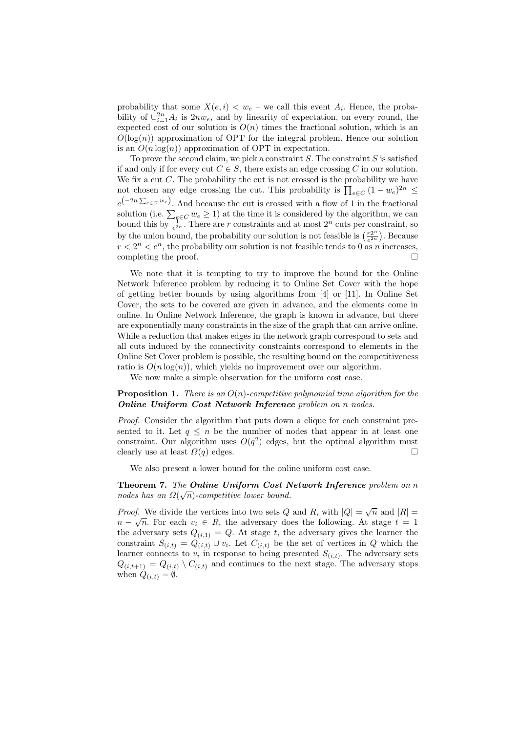probability that some $X(e, i) < w_e$ – we call this event $A_i$. Hence, the probability of $\cup_{i=1}^{2n} A_i$ is $2nw_e$, and by linearity of expectation, on every round, the expected cost of our solution is $O(n)$ times the fractional solution, which is an $O(\log(n))$ approximation of OPT for the integral problem. Hence our solution is an $O(n \log(n))$ approximation of OPT in expectation.

To prove the second claim, we pick a constraint $S$. The constraint $S$ is satisfied if and only if for every cut $C \in S$, there exists an edge crossing $C$ in our solution. We fix a cut $C$. The probability the cut is not crossed is the probability we have not chosen any edge crossing the cut. This probability is $\prod_{e \in C}(1 - w_e)^{2n} \leq e^{\left(-2n \sum_{e \in C} w_e\right)}$. And because the cut is crossed with a flow of 1 in the fractional solution (i.e. $\sum_{e \in C} w_e \geq 1$) at the time it is considered by the algorithm, we can bound this by $\frac{1}{e^{2n}}$. There are $r$ constraints and at most $2^n$ cuts per constraint, so by the union bound, the probability our solution is not feasible is $\left(\frac{r 2^n}{e^{2n}}\right)$. Because $r < 2^n < e^n$, the probability our solution is not feasible tends to 0 as $n$ increases, completing the proof. □

We note that it is tempting to try to improve the bound for the Online Network Inference problem by reducing it to Online Set Cover with the hope of getting better bounds by using algorithms from [4] or [11]. In Online Set Cover, the sets to be covered are given in advance, and the elements come in online. In Online Network Inference, the graph is known in advance, but there are exponentially many constraints in the size of the graph that can arrive online. While a reduction that makes edges in the network graph correspond to sets and all cuts induced by the connectivity constraints correspond to elements in the Online Set Cover problem is possible, the resulting bound on the competitiveness ratio is $O(n \log(n))$, which yields no improvement over our algorithm.

We now make a simple observation for the uniform cost case.

**Proposition 1.** *There is an $O(n)$-competitive polynomial time algorithm for the* ***Online Uniform Cost Network Inference*** *problem on n nodes.*

*Proof.* Consider the algorithm that puts down a clique for each constraint presented to it. Let $q \leq n$ be the number of nodes that appear in at least one constraint. Our algorithm uses $O(q^2)$ edges, but the optimal algorithm must clearly use at least $\Omega(q)$ edges. □

We also present a lower bound for the online uniform cost case.

**Theorem 7.** *The* ***Online Uniform Cost Network Inference*** *problem on n nodes has an $\Omega(\sqrt{n})$-competitive lower bound.*

*Proof.* We divide the vertices into two sets $Q$ and $R$, with $|Q| = \sqrt{n}$ and $|R| = n - \sqrt{n}$. For each $v_i \in R$, the adversary does the following. At stage $t = 1$ the adversary sets $Q_{(i,1)} = Q$. At stage $t$, the adversary gives the learner the constraint $S_{(i,t)} = Q_{(i,t)} \cup v_i$. Let $C_{(i,t)}$ be the set of vertices in $Q$ which the learner connects to $v_i$ in response to being presented $S_{(i,t)}$. The adversary sets $Q_{(i,t+1)} = Q_{(i,t)} \setminus C_{(i,t)}$ and continues to the next stage. The adversary stops when $Q_{(i,t)} = \emptyset$.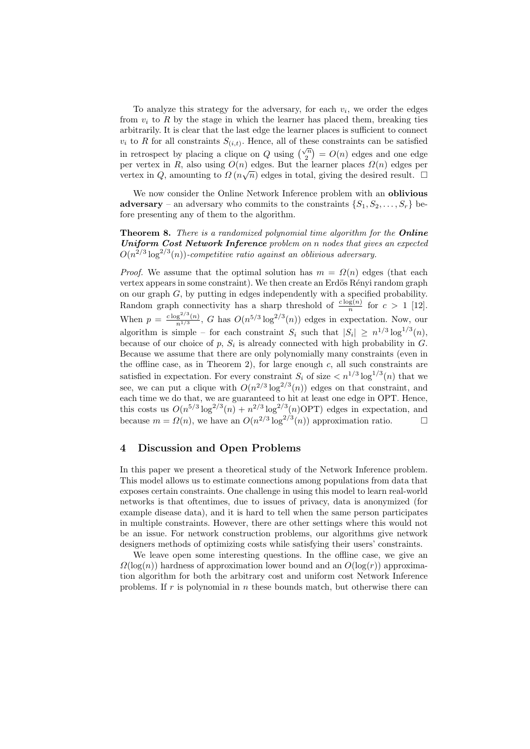To analyze this strategy for the adversary, for each $v_i$, we order the edges from $v_i$ to $R$ by the stage in which the learner has placed them, breaking ties arbitrarily. It is clear that the last edge the learner places is sufficient to connect $v_i$ to $R$ for all constraints $S_{(i,t)}$. Hence, all of these constraints can be satisfied in retrospect by placing a clique on $Q$ using $\binom{\sqrt{n}}{2} = O(n)$ edges and one edge per vertex in $R$, also using $O(n)$ edges. But the learner places $\Omega(n)$ edges per vertex in $Q$, amounting to $\Omega(n\sqrt{n})$ edges in total, giving the desired result. □

We now consider the Online Network Inference problem with an **oblivious adversary** – an adversary who commits to the constraints $\{S_1, S_2, \ldots, S_r\}$ before presenting any of them to the algorithm.

**Theorem 8.** *There is a randomized polynomial time algorithm for the **Online Uniform Cost Network Inference** problem on $n$ nodes that gives an expected $O(n^{2/3}\log^{2/3}(n))$-competitive ratio against an oblivious adversary.*

*Proof.* We assume that the optimal solution has $m = \Omega(n)$ edges (that each vertex appears in some constraint). We then create an Erdös Rényi random graph on our graph $G$, by putting in edges independently with a specified probability. Random graph connectivity has a sharp threshold of $\frac{c\log(n)}{n}$ for $c > 1$ [12]. When $p = \frac{c\log^{2/3}(n)}{n^{1/3}}$, $G$ has $O(n^{5/3}\log^{2/3}(n))$ edges in expectation. Now, our algorithm is simple – for each constraint $S_i$ such that $|S_i| \geq n^{1/3}\log^{1/3}(n)$, because of our choice of $p$, $S_i$ is already connected with high probability in $G$. Because we assume that there are only polynomially many constraints (even in the offline case, as in Theorem 2), for large enough $c$, all such constraints are satisfied in expectation. For every constraint $S_i$ of size $< n^{1/3}\log^{1/3}(n)$ that we see, we can put a clique with $O(n^{2/3}\log^{2/3}(n))$ edges on that constraint, and each time we do that, we are guaranteed to hit at least one edge in OPT. Hence, this costs us $O(n^{5/3}\log^{2/3}(n) + n^{2/3}\log^{2/3}(n)\text{OPT})$ edges in expectation, and because $m = \Omega(n)$, we have an $O(n^{2/3}\log^{2/3}(n))$ approximation ratio. □

## 4 Discussion and Open Problems

In this paper we present a theoretical study of the Network Inference problem. This model allows us to estimate connections among populations from data that exposes certain constraints. One challenge in using this model to learn real-world networks is that oftentimes, due to issues of privacy, data is anonymized (for example disease data), and it is hard to tell when the same person participates in multiple constraints. However, there are other settings where this would not be an issue. For network construction problems, our algorithms give network designers methods of optimizing costs while satisfying their users' constraints.

We leave open some interesting questions. In the offline case, we give an $\Omega(\log(n))$ hardness of approximation lower bound and an $O(\log(r))$ approximation algorithm for both the arbitrary cost and uniform cost Network Inference problems. If $r$ is polynomial in $n$ these bounds match, but otherwise there can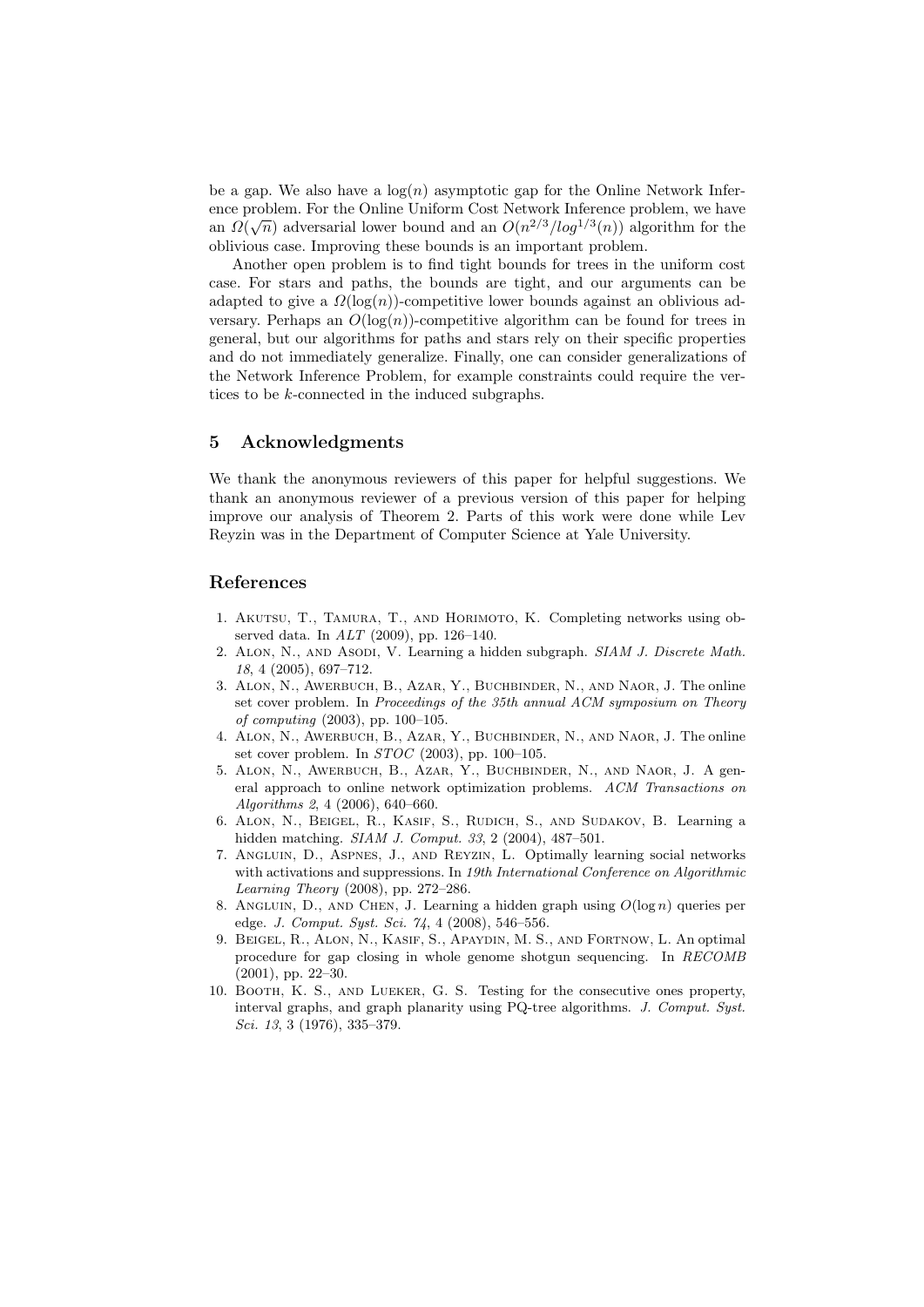be a gap. We also have a $\log(n)$ asymptotic gap for the Online Network Inference problem. For the Online Uniform Cost Network Inference problem, we have an $\Omega(\sqrt{n})$ adversarial lower bound and an $O(n^{2/3}/log^{1/3}(n))$ algorithm for the oblivious case. Improving these bounds is an important problem.

Another open problem is to find tight bounds for trees in the uniform cost case. For stars and paths, the bounds are tight, and our arguments can be adapted to give a $\Omega(\log(n))$-competitive lower bounds against an oblivious adversary. Perhaps an $O(\log(n))$-competitive algorithm can be found for trees in general, but our algorithms for paths and stars rely on their specific properties and do not immediately generalize. Finally, one can consider generalizations of the Network Inference Problem, for example constraints could require the vertices to be $k$-connected in the induced subgraphs.

## 5 Acknowledgments

We thank the anonymous reviewers of this paper for helpful suggestions. We thank an anonymous reviewer of a previous version of this paper for helping improve our analysis of Theorem 2. Parts of this work were done while Lev Reyzin was in the Department of Computer Science at Yale University.

## References

1. Akutsu, T., Tamura, T., and Horimoto, K. Completing networks using observed data. In *ALT* (2009), pp. 126–140.
2. Alon, N., and Asodi, V. Learning a hidden subgraph. *SIAM J. Discrete Math. 18*, 4 (2005), 697–712.
3. Alon, N., Awerbuch, B., Azar, Y., Buchbinder, N., and Naor, J. The online set cover problem. In *Proceedings of the 35th annual ACM symposium on Theory of computing* (2003), pp. 100–105.
4. Alon, N., Awerbuch, B., Azar, Y., Buchbinder, N., and Naor, J. The online set cover problem. In *STOC* (2003), pp. 100–105.
5. Alon, N., Awerbuch, B., Azar, Y., Buchbinder, N., and Naor, J. A general approach to online network optimization problems. *ACM Transactions on Algorithms 2*, 4 (2006), 640–660.
6. Alon, N., Beigel, R., Kasif, S., Rudich, S., and Sudakov, B. Learning a hidden matching. *SIAM J. Comput. 33*, 2 (2004), 487–501.
7. Angluin, D., Aspnes, J., and Reyzin, L. Optimally learning social networks with activations and suppressions. In *19th International Conference on Algorithmic Learning Theory* (2008), pp. 272–286.
8. Angluin, D., and Chen, J. Learning a hidden graph using $O(\log n)$ queries per edge. *J. Comput. Syst. Sci. 74*, 4 (2008), 546–556.
9. Beigel, R., Alon, N., Kasif, S., Apaydin, M. S., and Fortnow, L. An optimal procedure for gap closing in whole genome shotgun sequencing. In *RECOMB* (2001), pp. 22–30.
10. Booth, K. S., and Lueker, G. S. Testing for the consecutive ones property, interval graphs, and graph planarity using PQ-tree algorithms. *J. Comput. Syst. Sci. 13*, 3 (1976), 335–379.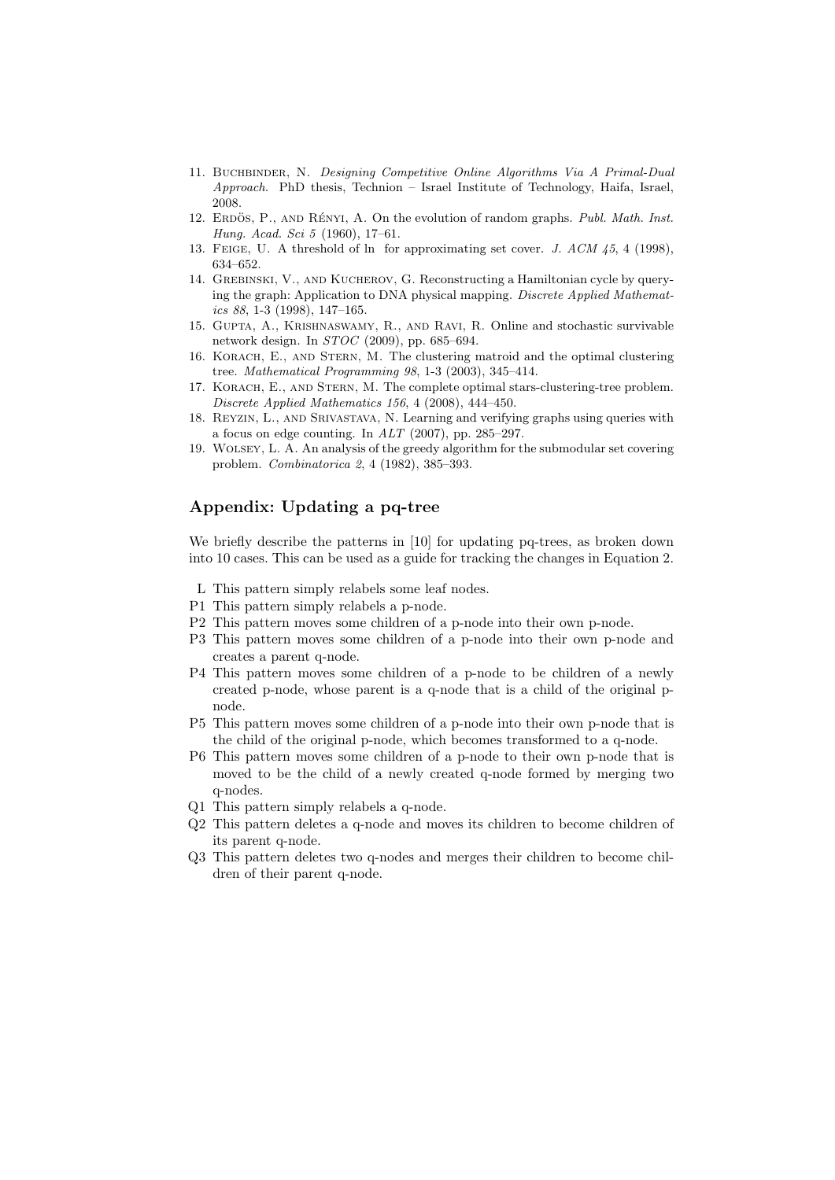11. Buchbinder, N. *Designing Competitive Online Algorithms Via A Primal-Dual Approach*. PhD thesis, Technion – Israel Institute of Technology, Haifa, Israel, 2008.
12. Erdös, P., and Rényi, A. On the evolution of random graphs. *Publ. Math. Inst. Hung. Acad. Sci 5* (1960), 17–61.
13. Feige, U. A threshold of ln for approximating set cover. *J. ACM 45*, 4 (1998), 634–652.
14. Grebinski, V., and Kucherov, G. Reconstructing a Hamiltonian cycle by querying the graph: Application to DNA physical mapping. *Discrete Applied Mathematics 88*, 1-3 (1998), 147–165.
15. Gupta, A., Krishnaswamy, R., and Ravi, R. Online and stochastic survivable network design. In *STOC* (2009), pp. 685–694.
16. Korach, E., and Stern, M. The clustering matroid and the optimal clustering tree. *Mathematical Programming 98*, 1-3 (2003), 345–414.
17. Korach, E., and Stern, M. The complete optimal stars-clustering-tree problem. *Discrete Applied Mathematics 156*, 4 (2008), 444–450.
18. Reyzin, L., and Srivastava, N. Learning and verifying graphs using queries with a focus on edge counting. In *ALT* (2007), pp. 285–297.
19. Wolsey, L. A. An analysis of the greedy algorithm for the submodular set covering problem. *Combinatorica 2*, 4 (1982), 385–393.

## Appendix: Updating a pq-tree

We briefly describe the patterns in [10] for updating pq-trees, as broken down into 10 cases. This can be used as a guide for tracking the changes in Equation 2.

- L This pattern simply relabels some leaf nodes.
- P1 This pattern simply relabels a p-node.
- P2 This pattern moves some children of a p-node into their own p-node.
- P3 This pattern moves some children of a p-node into their own p-node and creates a parent q-node.
- P4 This pattern moves some children of a p-node to be children of a newly created p-node, whose parent is a q-node that is a child of the original p-node.
- P5 This pattern moves some children of a p-node into their own p-node that is the child of the original p-node, which becomes transformed to a q-node.
- P6 This pattern moves some children of a p-node to their own p-node that is moved to be the child of a newly created q-node formed by merging two q-nodes.
- Q1 This pattern simply relabels a q-node.
- Q2 This pattern deletes a q-node and moves its children to become children of its parent q-node.
- Q3 This pattern deletes two q-nodes and merges their children to become children of their parent q-node.